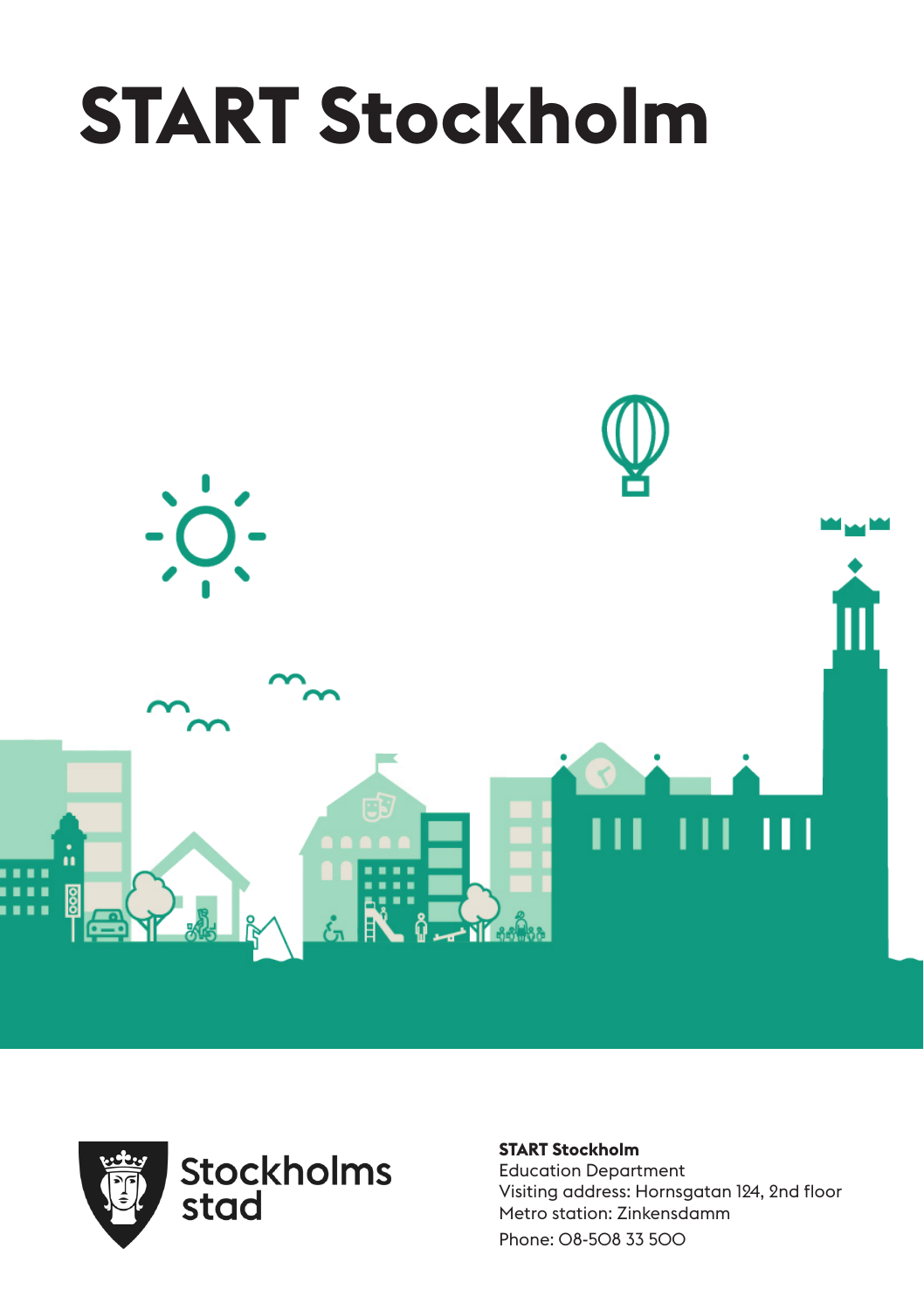# START Stockholm

Stockholms stad

**START Stockholm**
Education Department
Visiting address: Hornsgatan 124, 2nd floor
Metro station: Zinkensdamm
Phone: 08-508 33 500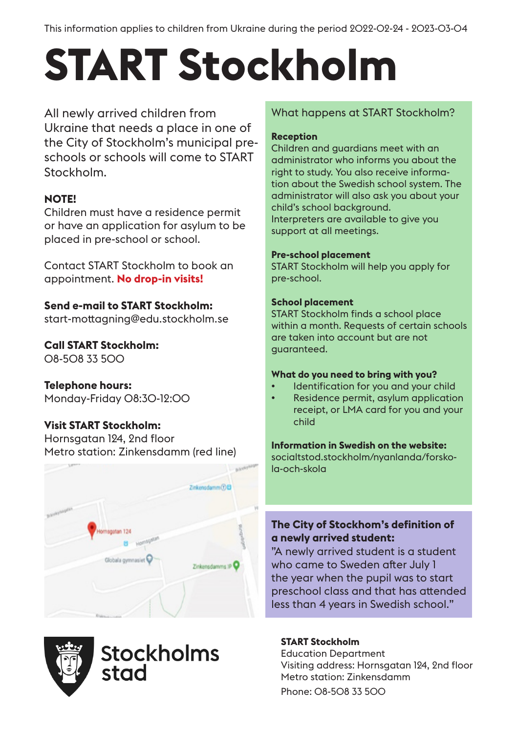This information applies to children from Ukraine during the period 2022-02-24 - 2023-03-04

# START Stockholm

All newly arrived children from Ukraine that needs a place in one of the City of Stockholm's municipal pre-schools or schools will come to START Stockholm.

**NOTE!**
Children must have a residence permit or have an application for asylum to be placed in pre-school or school.

Contact START Stockholm to book an appointment. **No drop-in visits!**

**Send e-mail to START Stockholm:**
start-mottagning@edu.stockholm.se

**Call START Stockholm:**
08-508 33 500

**Telephone hours:**
Monday-Friday 08:30-12:00

**Visit START Stockholm:**
Hornsgatan 124, 2nd floor
Metro station: Zinkensdamm (red line)

Zinkensdamm
Hornsgatan 124
Hornsgatan
Globala gymnasiet
Zinkensdamms IP

## What happens at START Stockholm?

**Reception**
Children and guardians meet with an administrator who informs you about the right to study. You also receive information about the Swedish school system. The administrator will also ask you about your child's school background.
Interpreters are available to give you support at all meetings.

**Pre-school placement**
START Stockholm will help you apply for pre-school.

**School placement**
START Stockholm finds a school place within a month. Requests of certain schools are taken into account but are not guaranteed.

**What do you need to bring with you?**

- Identification for you and your child
- Residence permit, asylum application receipt, or LMA card for you and your child

**Information in Swedish on the website:**
socialtstod.stockholm/nyanlanda/forskola-och-skola

**The City of Stockhom's definition of a newly arrived student:**
"A newly arrived student is a student who came to Sweden after July 1 the year when the pupil was to start preschool class and that has attended less than 4 years in Swedish school."

Stockholms stad

**START Stockholm**
Education Department
Visiting address: Hornsgatan 124, 2nd floor
Metro station: Zinkensdamm
Phone: 08-508 33 500